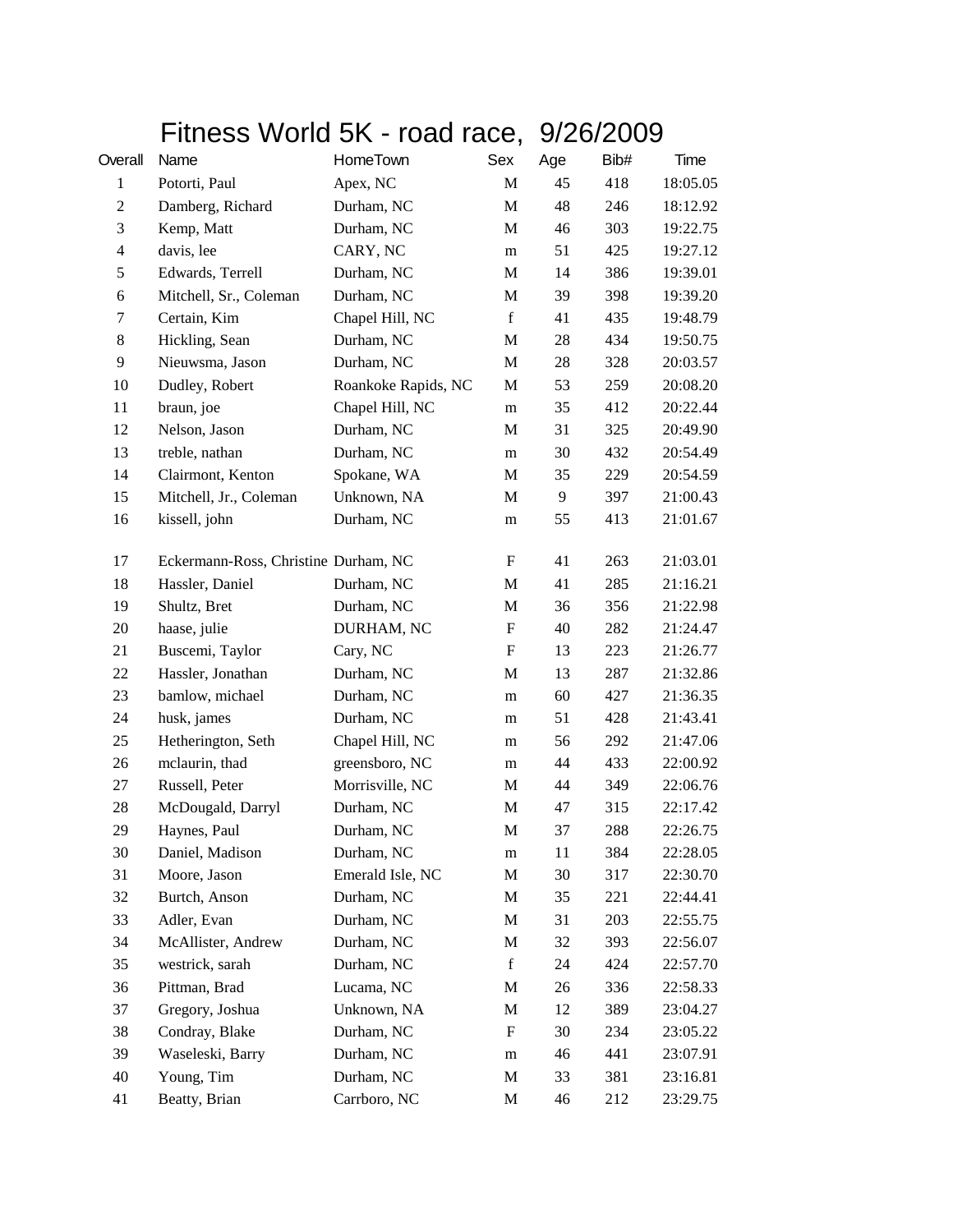# Fitness World 5K - road race, 9/26/2009

| Overall | Name | HomeTown | Sex | Age | Bib# | Time |
|---|---|---|---|---|---|---|
| 1 | Potorti, Paul | Apex, NC | M | 45 | 418 | 18:05.05 |
| 2 | Damberg, Richard | Durham, NC | M | 48 | 246 | 18:12.92 |
| 3 | Kemp, Matt | Durham, NC | M | 46 | 303 | 19:22.75 |
| 4 | davis, lee | CARY, NC | m | 51 | 425 | 19:27.12 |
| 5 | Edwards, Terrell | Durham, NC | M | 14 | 386 | 19:39.01 |
| 6 | Mitchell, Sr., Coleman | Durham, NC | M | 39 | 398 | 19:39.20 |
| 7 | Certain, Kim | Chapel Hill, NC | f | 41 | 435 | 19:48.79 |
| 8 | Hickling, Sean | Durham, NC | M | 28 | 434 | 19:50.75 |
| 9 | Nieuwsma, Jason | Durham, NC | M | 28 | 328 | 20:03.57 |
| 10 | Dudley, Robert | Roankoke Rapids, NC | M | 53 | 259 | 20:08.20 |
| 11 | braun, joe | Chapel Hill, NC | m | 35 | 412 | 20:22.44 |
| 12 | Nelson, Jason | Durham, NC | M | 31 | 325 | 20:49.90 |
| 13 | treble, nathan | Durham, NC | m | 30 | 432 | 20:54.49 |
| 14 | Clairmont, Kenton | Spokane, WA | M | 35 | 229 | 20:54.59 |
| 15 | Mitchell, Jr., Coleman | Unknown, NA | M | 9 | 397 | 21:00.43 |
| 16 | kissell, john | Durham, NC | m | 55 | 413 | 21:01.67 |
| 17 | Eckermann-Ross, Christine | Durham, NC | F | 41 | 263 | 21:03.01 |
| 18 | Hassler, Daniel | Durham, NC | M | 41 | 285 | 21:16.21 |
| 19 | Shultz, Bret | Durham, NC | M | 36 | 356 | 21:22.98 |
| 20 | haase, julie | DURHAM, NC | F | 40 | 282 | 21:24.47 |
| 21 | Buscemi, Taylor | Cary, NC | F | 13 | 223 | 21:26.77 |
| 22 | Hassler, Jonathan | Durham, NC | M | 13 | 287 | 21:32.86 |
| 23 | bamlow, michael | Durham, NC | m | 60 | 427 | 21:36.35 |
| 24 | husk, james | Durham, NC | m | 51 | 428 | 21:43.41 |
| 25 | Hetherington, Seth | Chapel Hill, NC | m | 56 | 292 | 21:47.06 |
| 26 | mclaurin, thad | greensboro, NC | m | 44 | 433 | 22:00.92 |
| 27 | Russell, Peter | Morrisville, NC | M | 44 | 349 | 22:06.76 |
| 28 | McDougald, Darryl | Durham, NC | M | 47 | 315 | 22:17.42 |
| 29 | Haynes, Paul | Durham, NC | M | 37 | 288 | 22:26.75 |
| 30 | Daniel, Madison | Durham, NC | m | 11 | 384 | 22:28.05 |
| 31 | Moore, Jason | Emerald Isle, NC | M | 30 | 317 | 22:30.70 |
| 32 | Burtch, Anson | Durham, NC | M | 35 | 221 | 22:44.41 |
| 33 | Adler, Evan | Durham, NC | M | 31 | 203 | 22:55.75 |
| 34 | McAllister, Andrew | Durham, NC | M | 32 | 393 | 22:56.07 |
| 35 | westrick, sarah | Durham, NC | f | 24 | 424 | 22:57.70 |
| 36 | Pittman, Brad | Lucama, NC | M | 26 | 336 | 22:58.33 |
| 37 | Gregory, Joshua | Unknown, NA | M | 12 | 389 | 23:04.27 |
| 38 | Condray, Blake | Durham, NC | F | 30 | 234 | 23:05.22 |
| 39 | Waseleski, Barry | Durham, NC | m | 46 | 441 | 23:07.91 |
| 40 | Young, Tim | Durham, NC | M | 33 | 381 | 23:16.81 |
| 41 | Beatty, Brian | Carrboro, NC | M | 46 | 212 | 23:29.75 |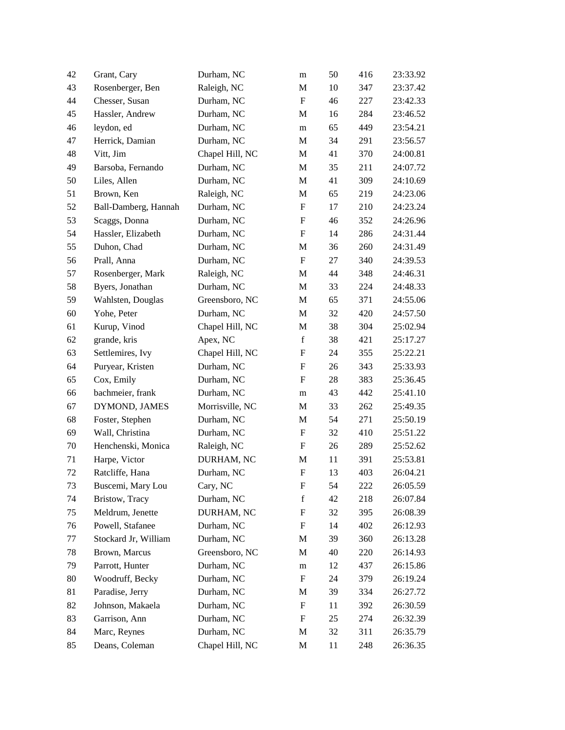| | | | | | | |
|---|---|---|---|---|---|---|
| 42 | Grant, Cary | Durham, NC | m | 50 | 416 | 23:33.92 |
| 43 | Rosenberger, Ben | Raleigh, NC | M | 10 | 347 | 23:37.42 |
| 44 | Chesser, Susan | Durham, NC | F | 46 | 227 | 23:42.33 |
| 45 | Hassler, Andrew | Durham, NC | M | 16 | 284 | 23:46.52 |
| 46 | leydon, ed | Durham, NC | m | 65 | 449 | 23:54.21 |
| 47 | Herrick, Damian | Durham, NC | M | 34 | 291 | 23:56.57 |
| 48 | Vitt, Jim | Chapel Hill, NC | M | 41 | 370 | 24:00.81 |
| 49 | Barsoba, Fernando | Durham, NC | M | 35 | 211 | 24:07.72 |
| 50 | Liles, Allen | Durham, NC | M | 41 | 309 | 24:10.69 |
| 51 | Brown, Ken | Raleigh, NC | M | 65 | 219 | 24:23.06 |
| 52 | Ball-Damberg, Hannah | Durham, NC | F | 17 | 210 | 24:23.24 |
| 53 | Scaggs, Donna | Durham, NC | F | 46 | 352 | 24:26.96 |
| 54 | Hassler, Elizabeth | Durham, NC | F | 14 | 286 | 24:31.44 |
| 55 | Duhon, Chad | Durham, NC | M | 36 | 260 | 24:31.49 |
| 56 | Prall, Anna | Durham, NC | F | 27 | 340 | 24:39.53 |
| 57 | Rosenberger, Mark | Raleigh, NC | M | 44 | 348 | 24:46.31 |
| 58 | Byers, Jonathan | Durham, NC | M | 33 | 224 | 24:48.33 |
| 59 | Wahlsten, Douglas | Greensboro, NC | M | 65 | 371 | 24:55.06 |
| 60 | Yohe, Peter | Durham, NC | M | 32 | 420 | 24:57.50 |
| 61 | Kurup, Vinod | Chapel Hill, NC | M | 38 | 304 | 25:02.94 |
| 62 | grande, kris | Apex, NC | f | 38 | 421 | 25:17.27 |
| 63 | Settlemires, Ivy | Chapel Hill, NC | F | 24 | 355 | 25:22.21 |
| 64 | Puryear, Kristen | Durham, NC | F | 26 | 343 | 25:33.93 |
| 65 | Cox, Emily | Durham, NC | F | 28 | 383 | 25:36.45 |
| 66 | bachmeier, frank | Durham, NC | m | 43 | 442 | 25:41.10 |
| 67 | DYMOND, JAMES | Morrisville, NC | M | 33 | 262 | 25:49.35 |
| 68 | Foster, Stephen | Durham, NC | M | 54 | 271 | 25:50.19 |
| 69 | Wall, Christina | Durham, NC | F | 32 | 410 | 25:51.22 |
| 70 | Henchenski, Monica | Raleigh, NC | F | 26 | 289 | 25:52.62 |
| 71 | Harpe, Victor | DURHAM, NC | M | 11 | 391 | 25:53.81 |
| 72 | Ratcliffe, Hana | Durham, NC | F | 13 | 403 | 26:04.21 |
| 73 | Buscemi, Mary Lou | Cary, NC | F | 54 | 222 | 26:05.59 |
| 74 | Bristow, Tracy | Durham, NC | f | 42 | 218 | 26:07.84 |
| 75 | Meldrum, Jenette | DURHAM, NC | F | 32 | 395 | 26:08.39 |
| 76 | Powell, Stafanee | Durham, NC | F | 14 | 402 | 26:12.93 |
| 77 | Stockard Jr, William | Durham, NC | M | 39 | 360 | 26:13.28 |
| 78 | Brown, Marcus | Greensboro, NC | M | 40 | 220 | 26:14.93 |
| 79 | Parrott, Hunter | Durham, NC | m | 12 | 437 | 26:15.86 |
| 80 | Woodruff, Becky | Durham, NC | F | 24 | 379 | 26:19.24 |
| 81 | Paradise, Jerry | Durham, NC | M | 39 | 334 | 26:27.72 |
| 82 | Johnson, Makaela | Durham, NC | F | 11 | 392 | 26:30.59 |
| 83 | Garrison, Ann | Durham, NC | F | 25 | 274 | 26:32.39 |
| 84 | Marc, Reynes | Durham, NC | M | 32 | 311 | 26:35.79 |
| 85 | Deans, Coleman | Chapel Hill, NC | M | 11 | 248 | 26:36.35 |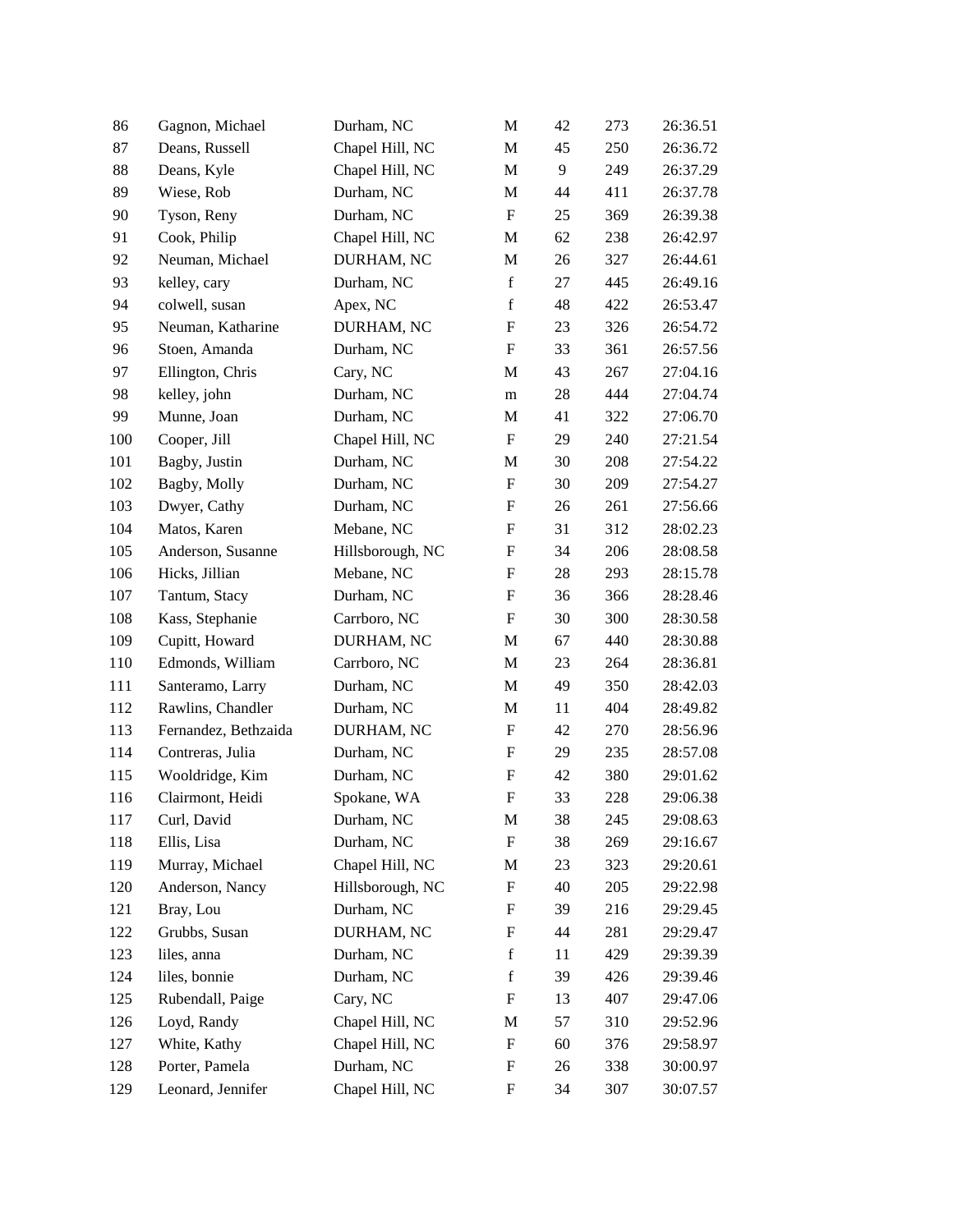| | | | | | | |
|---|---|---|---|---|---|---|
| 86 | Gagnon, Michael | Durham, NC | M | 42 | 273 | 26:36.51 |
| 87 | Deans, Russell | Chapel Hill, NC | M | 45 | 250 | 26:36.72 |
| 88 | Deans, Kyle | Chapel Hill, NC | M | 9 | 249 | 26:37.29 |
| 89 | Wiese, Rob | Durham, NC | M | 44 | 411 | 26:37.78 |
| 90 | Tyson, Reny | Durham, NC | F | 25 | 369 | 26:39.38 |
| 91 | Cook, Philip | Chapel Hill, NC | M | 62 | 238 | 26:42.97 |
| 92 | Neuman, Michael | DURHAM, NC | M | 26 | 327 | 26:44.61 |
| 93 | kelley, cary | Durham, NC | f | 27 | 445 | 26:49.16 |
| 94 | colwell, susan | Apex, NC | f | 48 | 422 | 26:53.47 |
| 95 | Neuman, Katharine | DURHAM, NC | F | 23 | 326 | 26:54.72 |
| 96 | Stoen, Amanda | Durham, NC | F | 33 | 361 | 26:57.56 |
| 97 | Ellington, Chris | Cary, NC | M | 43 | 267 | 27:04.16 |
| 98 | kelley, john | Durham, NC | m | 28 | 444 | 27:04.74 |
| 99 | Munne, Joan | Durham, NC | M | 41 | 322 | 27:06.70 |
| 100 | Cooper, Jill | Chapel Hill, NC | F | 29 | 240 | 27:21.54 |
| 101 | Bagby, Justin | Durham, NC | M | 30 | 208 | 27:54.22 |
| 102 | Bagby, Molly | Durham, NC | F | 30 | 209 | 27:54.27 |
| 103 | Dwyer, Cathy | Durham, NC | F | 26 | 261 | 27:56.66 |
| 104 | Matos, Karen | Mebane, NC | F | 31 | 312 | 28:02.23 |
| 105 | Anderson, Susanne | Hillsborough, NC | F | 34 | 206 | 28:08.58 |
| 106 | Hicks, Jillian | Mebane, NC | F | 28 | 293 | 28:15.78 |
| 107 | Tantum, Stacy | Durham, NC | F | 36 | 366 | 28:28.46 |
| 108 | Kass, Stephanie | Carrboro, NC | F | 30 | 300 | 28:30.58 |
| 109 | Cupitt, Howard | DURHAM, NC | M | 67 | 440 | 28:30.88 |
| 110 | Edmonds, William | Carrboro, NC | M | 23 | 264 | 28:36.81 |
| 111 | Santeramo, Larry | Durham, NC | M | 49 | 350 | 28:42.03 |
| 112 | Rawlins, Chandler | Durham, NC | M | 11 | 404 | 28:49.82 |
| 113 | Fernandez, Bethzaida | DURHAM, NC | F | 42 | 270 | 28:56.96 |
| 114 | Contreras, Julia | Durham, NC | F | 29 | 235 | 28:57.08 |
| 115 | Wooldridge, Kim | Durham, NC | F | 42 | 380 | 29:01.62 |
| 116 | Clairmont, Heidi | Spokane, WA | F | 33 | 228 | 29:06.38 |
| 117 | Curl, David | Durham, NC | M | 38 | 245 | 29:08.63 |
| 118 | Ellis, Lisa | Durham, NC | F | 38 | 269 | 29:16.67 |
| 119 | Murray, Michael | Chapel Hill, NC | M | 23 | 323 | 29:20.61 |
| 120 | Anderson, Nancy | Hillsborough, NC | F | 40 | 205 | 29:22.98 |
| 121 | Bray, Lou | Durham, NC | F | 39 | 216 | 29:29.45 |
| 122 | Grubbs, Susan | DURHAM, NC | F | 44 | 281 | 29:29.47 |
| 123 | liles, anna | Durham, NC | f | 11 | 429 | 29:39.39 |
| 124 | liles, bonnie | Durham, NC | f | 39 | 426 | 29:39.46 |
| 125 | Rubendall, Paige | Cary, NC | F | 13 | 407 | 29:47.06 |
| 126 | Loyd, Randy | Chapel Hill, NC | M | 57 | 310 | 29:52.96 |
| 127 | White, Kathy | Chapel Hill, NC | F | 60 | 376 | 29:58.97 |
| 128 | Porter, Pamela | Durham, NC | F | 26 | 338 | 30:00.97 |
| 129 | Leonard, Jennifer | Chapel Hill, NC | F | 34 | 307 | 30:07.57 |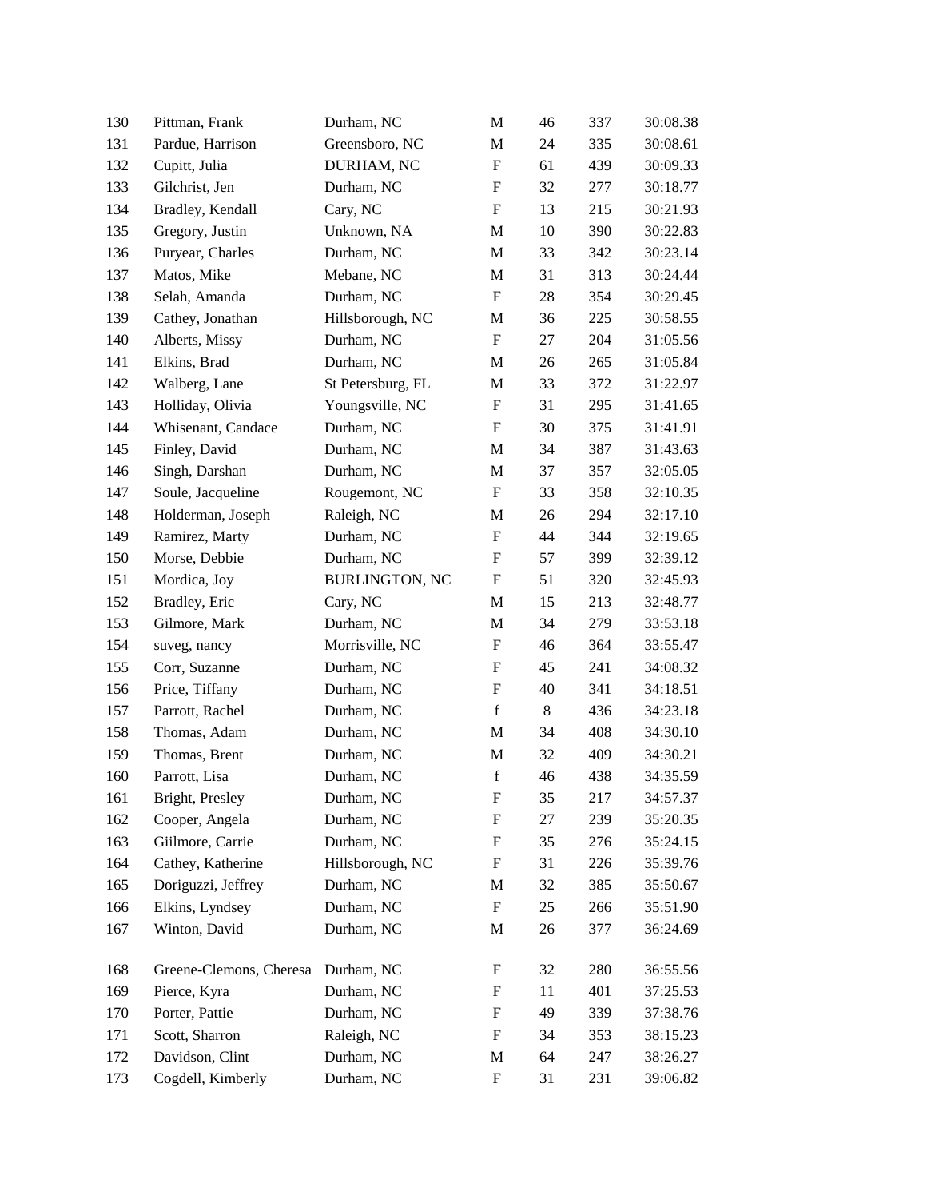| | | | | | | |
|---|---|---|---|---|---|---|
| 130 | Pittman, Frank | Durham, NC | M | 46 | 337 | 30:08.38 |
| 131 | Pardue, Harrison | Greensboro, NC | M | 24 | 335 | 30:08.61 |
| 132 | Cupitt, Julia | DURHAM, NC | F | 61 | 439 | 30:09.33 |
| 133 | Gilchrist, Jen | Durham, NC | F | 32 | 277 | 30:18.77 |
| 134 | Bradley, Kendall | Cary, NC | F | 13 | 215 | 30:21.93 |
| 135 | Gregory, Justin | Unknown, NA | M | 10 | 390 | 30:22.83 |
| 136 | Puryear, Charles | Durham, NC | M | 33 | 342 | 30:23.14 |
| 137 | Matos, Mike | Mebane, NC | M | 31 | 313 | 30:24.44 |
| 138 | Selah, Amanda | Durham, NC | F | 28 | 354 | 30:29.45 |
| 139 | Cathey, Jonathan | Hillsborough, NC | M | 36 | 225 | 30:58.55 |
| 140 | Alberts, Missy | Durham, NC | F | 27 | 204 | 31:05.56 |
| 141 | Elkins, Brad | Durham, NC | M | 26 | 265 | 31:05.84 |
| 142 | Walberg, Lane | St Petersburg, FL | M | 33 | 372 | 31:22.97 |
| 143 | Holliday, Olivia | Youngsville, NC | F | 31 | 295 | 31:41.65 |
| 144 | Whisenant, Candace | Durham, NC | F | 30 | 375 | 31:41.91 |
| 145 | Finley, David | Durham, NC | M | 34 | 387 | 31:43.63 |
| 146 | Singh, Darshan | Durham, NC | M | 37 | 357 | 32:05.05 |
| 147 | Soule, Jacqueline | Rougemont, NC | F | 33 | 358 | 32:10.35 |
| 148 | Holderman, Joseph | Raleigh, NC | M | 26 | 294 | 32:17.10 |
| 149 | Ramirez, Marty | Durham, NC | F | 44 | 344 | 32:19.65 |
| 150 | Morse, Debbie | Durham, NC | F | 57 | 399 | 32:39.12 |
| 151 | Mordica, Joy | BURLINGTON, NC | F | 51 | 320 | 32:45.93 |
| 152 | Bradley, Eric | Cary, NC | M | 15 | 213 | 32:48.77 |
| 153 | Gilmore, Mark | Durham, NC | M | 34 | 279 | 33:53.18 |
| 154 | suveg, nancy | Morrisville, NC | F | 46 | 364 | 33:55.47 |
| 155 | Corr, Suzanne | Durham, NC | F | 45 | 241 | 34:08.32 |
| 156 | Price, Tiffany | Durham, NC | F | 40 | 341 | 34:18.51 |
| 157 | Parrott, Rachel | Durham, NC | f | 8 | 436 | 34:23.18 |
| 158 | Thomas, Adam | Durham, NC | M | 34 | 408 | 34:30.10 |
| 159 | Thomas, Brent | Durham, NC | M | 32 | 409 | 34:30.21 |
| 160 | Parrott, Lisa | Durham, NC | f | 46 | 438 | 34:35.59 |
| 161 | Bright, Presley | Durham, NC | F | 35 | 217 | 34:57.37 |
| 162 | Cooper, Angela | Durham, NC | F | 27 | 239 | 35:20.35 |
| 163 | Giilmore, Carrie | Durham, NC | F | 35 | 276 | 35:24.15 |
| 164 | Cathey, Katherine | Hillsborough, NC | F | 31 | 226 | 35:39.76 |
| 165 | Doriguzzi, Jeffrey | Durham, NC | M | 32 | 385 | 35:50.67 |
| 166 | Elkins, Lyndsey | Durham, NC | F | 25 | 266 | 35:51.90 |
| 167 | Winton, David | Durham, NC | M | 26 | 377 | 36:24.69 |
| 168 | Greene-Clemons, Cheresa | Durham, NC | F | 32 | 280 | 36:55.56 |
| 169 | Pierce, Kyra | Durham, NC | F | 11 | 401 | 37:25.53 |
| 170 | Porter, Pattie | Durham, NC | F | 49 | 339 | 37:38.76 |
| 171 | Scott, Sharron | Raleigh, NC | F | 34 | 353 | 38:15.23 |
| 172 | Davidson, Clint | Durham, NC | M | 64 | 247 | 38:26.27 |
| 173 | Cogdell, Kimberly | Durham, NC | F | 31 | 231 | 39:06.82 |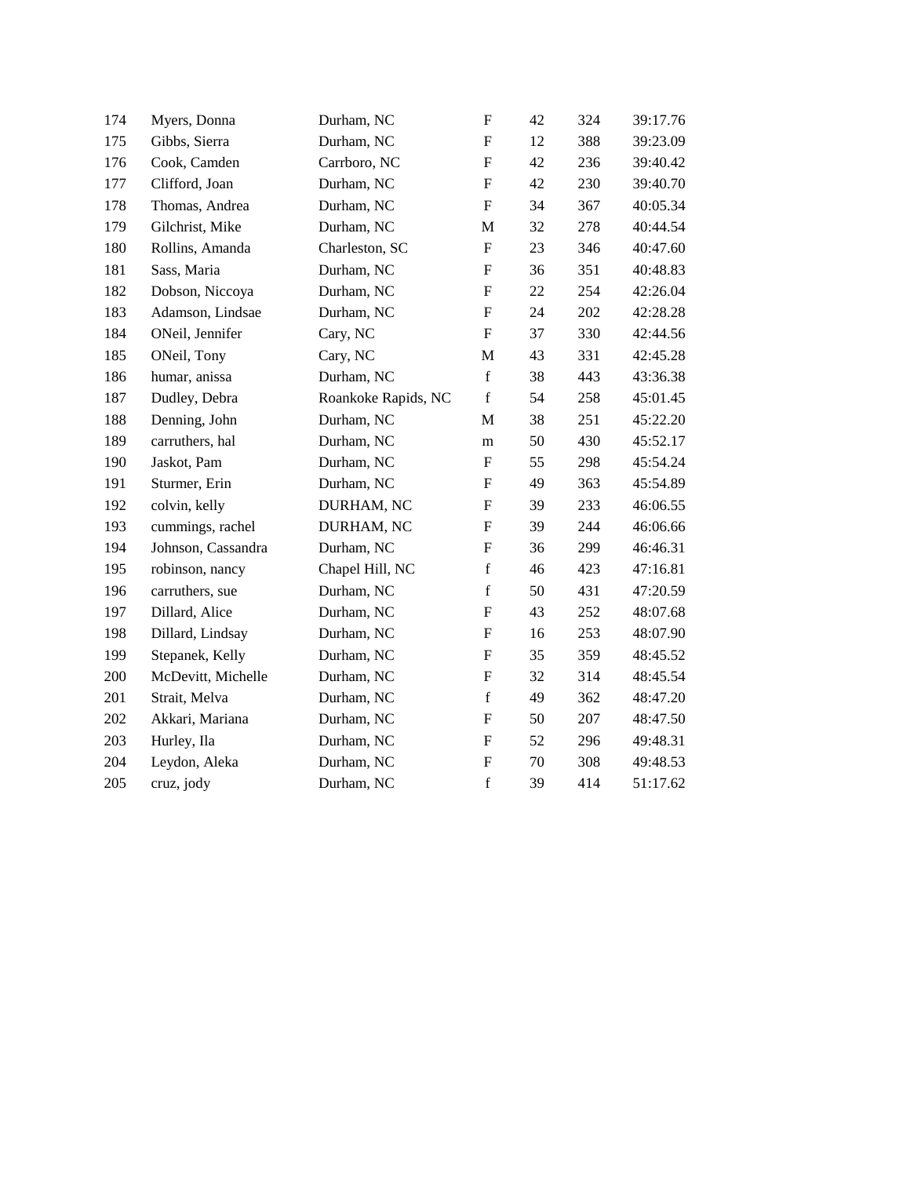| | | | | | | |
|---|---|---|---|---|---|---|
| 174 | Myers, Donna | Durham, NC | F | 42 | 324 | 39:17.76 |
| 175 | Gibbs, Sierra | Durham, NC | F | 12 | 388 | 39:23.09 |
| 176 | Cook, Camden | Carrboro, NC | F | 42 | 236 | 39:40.42 |
| 177 | Clifford, Joan | Durham, NC | F | 42 | 230 | 39:40.70 |
| 178 | Thomas, Andrea | Durham, NC | F | 34 | 367 | 40:05.34 |
| 179 | Gilchrist, Mike | Durham, NC | M | 32 | 278 | 40:44.54 |
| 180 | Rollins, Amanda | Charleston, SC | F | 23 | 346 | 40:47.60 |
| 181 | Sass, Maria | Durham, NC | F | 36 | 351 | 40:48.83 |
| 182 | Dobson, Niccoya | Durham, NC | F | 22 | 254 | 42:26.04 |
| 183 | Adamson, Lindsae | Durham, NC | F | 24 | 202 | 42:28.28 |
| 184 | ONeil, Jennifer | Cary, NC | F | 37 | 330 | 42:44.56 |
| 185 | ONeil, Tony | Cary, NC | M | 43 | 331 | 42:45.28 |
| 186 | humar, anissa | Durham, NC | f | 38 | 443 | 43:36.38 |
| 187 | Dudley, Debra | Roankoke Rapids, NC | f | 54 | 258 | 45:01.45 |
| 188 | Denning, John | Durham, NC | M | 38 | 251 | 45:22.20 |
| 189 | carruthers, hal | Durham, NC | m | 50 | 430 | 45:52.17 |
| 190 | Jaskot, Pam | Durham, NC | F | 55 | 298 | 45:54.24 |
| 191 | Sturmer, Erin | Durham, NC | F | 49 | 363 | 45:54.89 |
| 192 | colvin, kelly | DURHAM, NC | F | 39 | 233 | 46:06.55 |
| 193 | cummings, rachel | DURHAM, NC | F | 39 | 244 | 46:06.66 |
| 194 | Johnson, Cassandra | Durham, NC | F | 36 | 299 | 46:46.31 |
| 195 | robinson, nancy | Chapel Hill, NC | f | 46 | 423 | 47:16.81 |
| 196 | carruthers, sue | Durham, NC | f | 50 | 431 | 47:20.59 |
| 197 | Dillard, Alice | Durham, NC | F | 43 | 252 | 48:07.68 |
| 198 | Dillard, Lindsay | Durham, NC | F | 16 | 253 | 48:07.90 |
| 199 | Stepanek, Kelly | Durham, NC | F | 35 | 359 | 48:45.52 |
| 200 | McDevitt, Michelle | Durham, NC | F | 32 | 314 | 48:45.54 |
| 201 | Strait, Melva | Durham, NC | f | 49 | 362 | 48:47.20 |
| 202 | Akkari, Mariana | Durham, NC | F | 50 | 207 | 48:47.50 |
| 203 | Hurley, Ila | Durham, NC | F | 52 | 296 | 49:48.31 |
| 204 | Leydon, Aleka | Durham, NC | F | 70 | 308 | 49:48.53 |
| 205 | cruz, jody | Durham, NC | f | 39 | 414 | 51:17.62 |